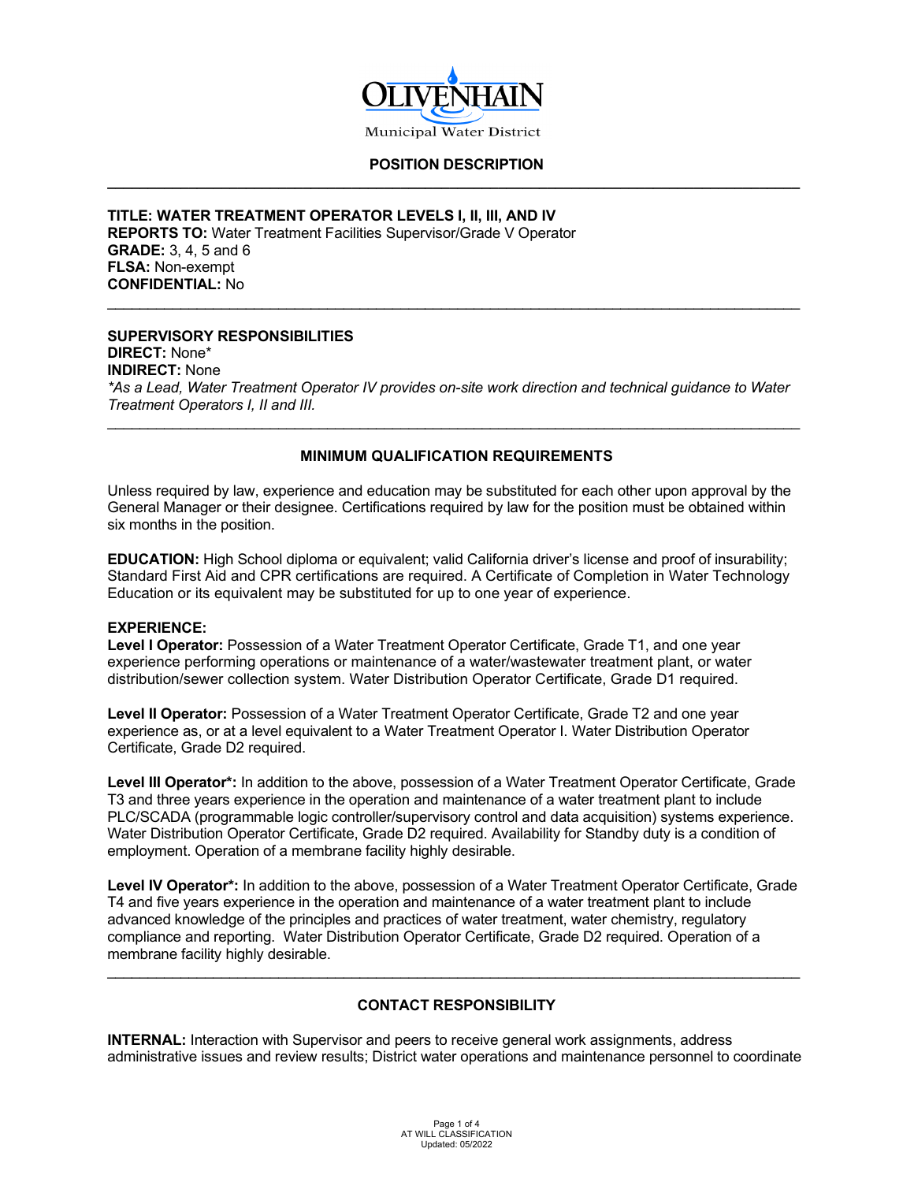# OLIVENHAIN

Municipal Water District

## POSITION DESCRIPTION

---

**TITLE: WATER TREATMENT OPERATOR LEVELS I, II, III, AND IV**
**REPORTS TO:** Water Treatment Facilities Supervisor/Grade V Operator
**GRADE:** 3, 4, 5 and 6
**FLSA:** Non-exempt
**CONFIDENTIAL:** No

---

**SUPERVISORY RESPONSIBILITIES**
**DIRECT:** None*
**INDIRECT:** None
*\*As a Lead, Water Treatment Operator IV provides on-site work direction and technical guidance to Water Treatment Operators I, II and III.*

---

### MINIMUM QUALIFICATION REQUIREMENTS

Unless required by law, experience and education may be substituted for each other upon approval by the General Manager or their designee. Certifications required by law for the position must be obtained within six months in the position.

**EDUCATION:** High School diploma or equivalent; valid California driver's license and proof of insurability; Standard First Aid and CPR certifications are required. A Certificate of Completion in Water Technology Education or its equivalent may be substituted for up to one year of experience.

**EXPERIENCE:**
**Level I Operator:** Possession of a Water Treatment Operator Certificate, Grade T1, and one year experience performing operations or maintenance of a water/wastewater treatment plant, or water distribution/sewer collection system. Water Distribution Operator Certificate, Grade D1 required.

**Level II Operator:** Possession of a Water Treatment Operator Certificate, Grade T2 and one year experience as, or at a level equivalent to a Water Treatment Operator I. Water Distribution Operator Certificate, Grade D2 required.

**Level III Operator*:** In addition to the above, possession of a Water Treatment Operator Certificate, Grade T3 and three years experience in the operation and maintenance of a water treatment plant to include PLC/SCADA (programmable logic controller/supervisory control and data acquisition) systems experience. Water Distribution Operator Certificate, Grade D2 required. Availability for Standby duty is a condition of employment. Operation of a membrane facility highly desirable.

**Level IV Operator*:** In addition to the above, possession of a Water Treatment Operator Certificate, Grade T4 and five years experience in the operation and maintenance of a water treatment plant to include advanced knowledge of the principles and practices of water treatment, water chemistry, regulatory compliance and reporting. Water Distribution Operator Certificate, Grade D2 required. Operation of a membrane facility highly desirable.

---

### CONTACT RESPONSIBILITY

**INTERNAL:** Interaction with Supervisor and peers to receive general work assignments, address administrative issues and review results; District water operations and maintenance personnel to coordinate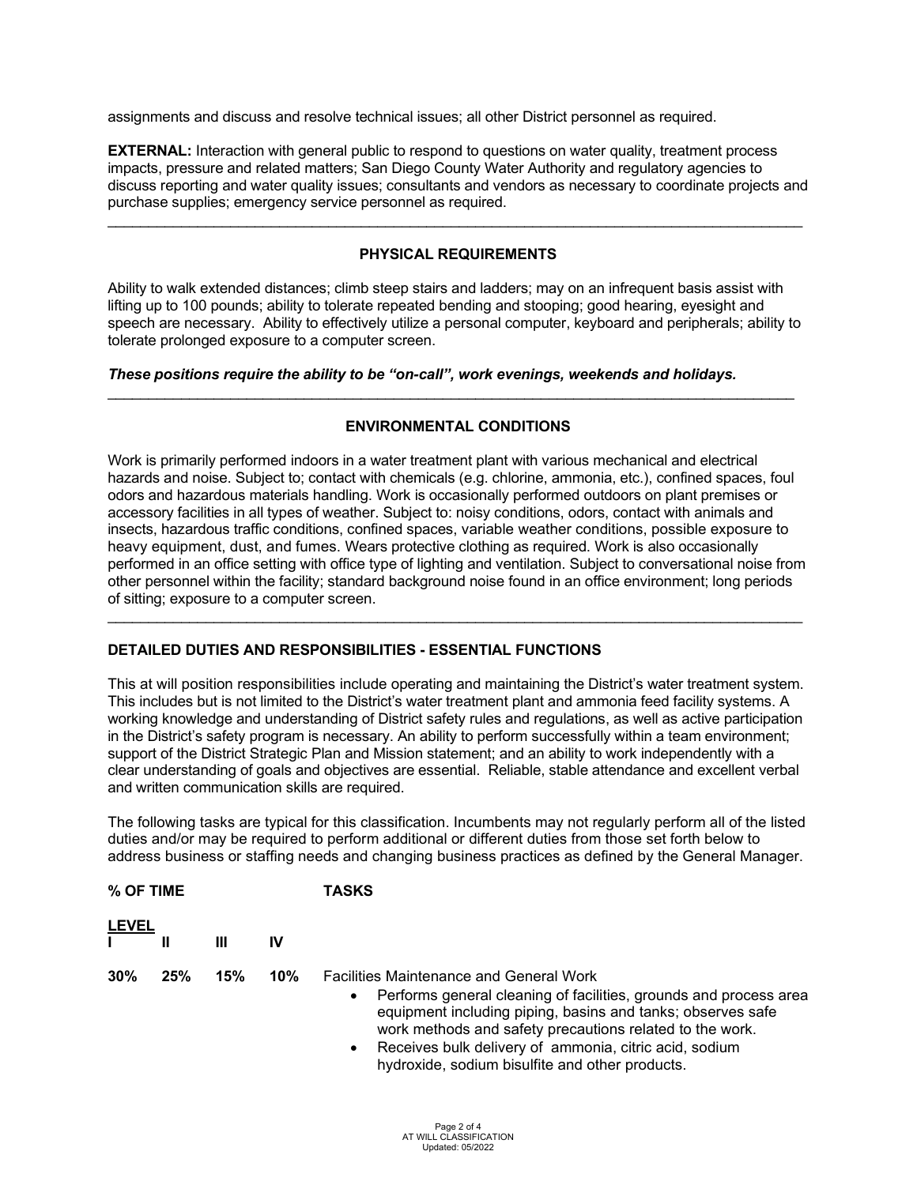assignments and discuss and resolve technical issues; all other District personnel as required.

**EXTERNAL:** Interaction with general public to respond to questions on water quality, treatment process impacts, pressure and related matters; San Diego County Water Authority and regulatory agencies to discuss reporting and water quality issues; consultants and vendors as necessary to coordinate projects and purchase supplies; emergency service personnel as required.

---

## PHYSICAL REQUIREMENTS

Ability to walk extended distances; climb steep stairs and ladders; may on an infrequent basis assist with lifting up to 100 pounds; ability to tolerate repeated bending and stooping; good hearing, eyesight and speech are necessary. Ability to effectively utilize a personal computer, keyboard and peripherals; ability to tolerate prolonged exposure to a computer screen.

***These positions require the ability to be "on-call", work evenings, weekends and holidays.***

---

## ENVIRONMENTAL CONDITIONS

Work is primarily performed indoors in a water treatment plant with various mechanical and electrical hazards and noise. Subject to; contact with chemicals (e.g. chlorine, ammonia, etc.), confined spaces, foul odors and hazardous materials handling. Work is occasionally performed outdoors on plant premises or accessory facilities in all types of weather. Subject to: noisy conditions, odors, contact with animals and insects, hazardous traffic conditions, confined spaces, variable weather conditions, possible exposure to heavy equipment, dust, and fumes. Wears protective clothing as required. Work is also occasionally performed in an office setting with office type of lighting and ventilation. Subject to conversational noise from other personnel within the facility; standard background noise found in an office environment; long periods of sitting; exposure to a computer screen.

---

## DETAILED DUTIES AND RESPONSIBILITIES - ESSENTIAL FUNCTIONS

This at will position responsibilities include operating and maintaining the District's water treatment system. This includes but is not limited to the District's water treatment plant and ammonia feed facility systems. A working knowledge and understanding of District safety rules and regulations, as well as active participation in the District's safety program is necessary. An ability to perform successfully within a team environment; support of the District Strategic Plan and Mission statement; and an ability to work independently with a clear understanding of goals and objectives are essential. Reliable, stable attendance and excellent verbal and written communication skills are required.

The following tasks are typical for this classification. Incumbents may not regularly perform all of the listed duties and/or may be required to perform additional or different duties from those set forth below to address business or staffing needs and changing business practices as defined by the General Manager.

| % OF TIME | | | | TASKS |
|---|---|---|---|---|
| **LEVEL** | | | | |
| **I** | **II** | **III** | **IV** | |
| **30%** | **25%** | **15%** | **10%** | Facilities Maintenance and General Work<br>• Performs general cleaning of facilities, grounds and process area equipment including piping, basins and tanks; observes safe work methods and safety precautions related to the work.<br>• Receives bulk delivery of ammonia, citric acid, sodium hydroxide, sodium bisulfite and other products. |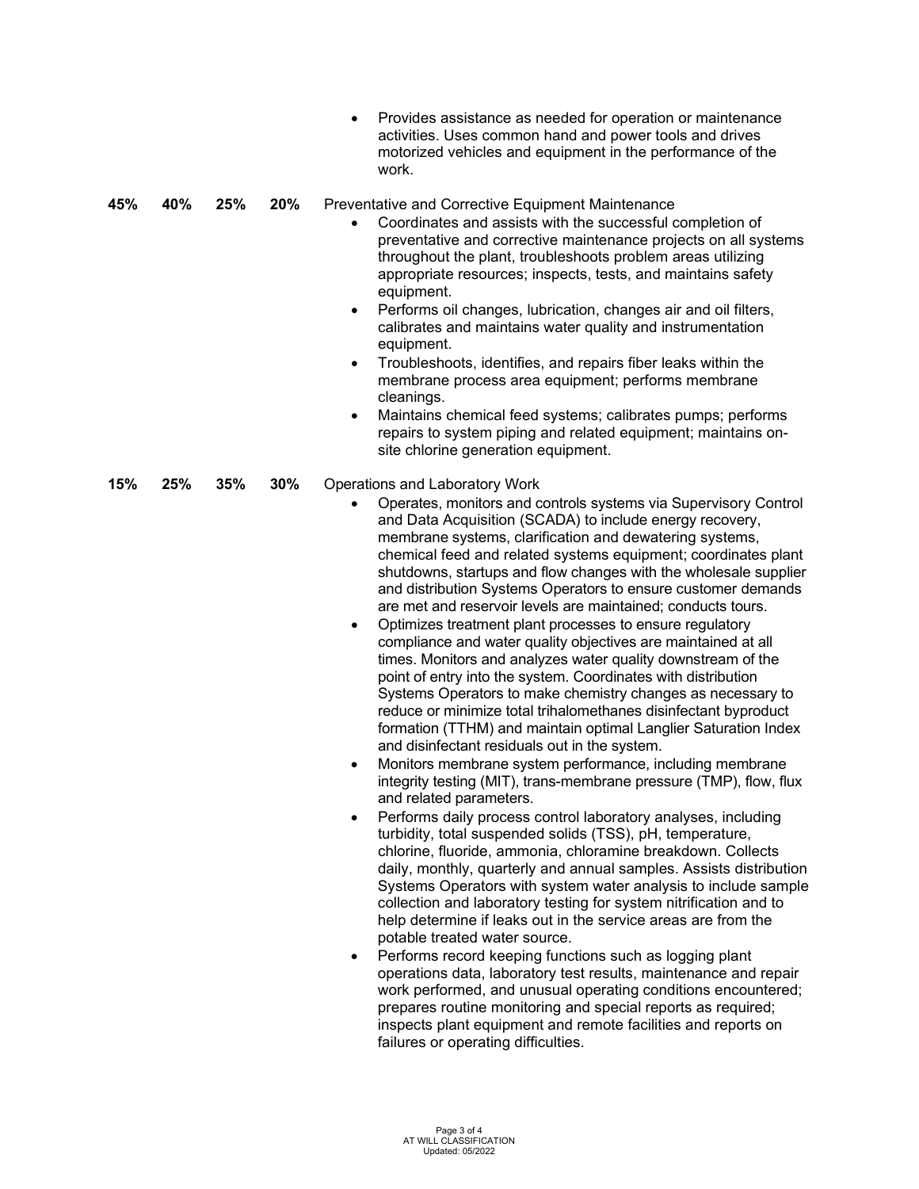- Provides assistance as needed for operation or maintenance activities. Uses common hand and power tools and drives motorized vehicles and equipment in the performance of the work.

| | | | | |
|---|---|---|---|---|
| **45%** | **40%** | **25%** | **20%** | Preventative and Corrective Equipment Maintenance |

- Coordinates and assists with the successful completion of preventative and corrective maintenance projects on all systems throughout the plant, troubleshoots problem areas utilizing appropriate resources; inspects, tests, and maintains safety equipment.
- Performs oil changes, lubrication, changes air and oil filters, calibrates and maintains water quality and instrumentation equipment.
- Troubleshoots, identifies, and repairs fiber leaks within the membrane process area equipment; performs membrane cleanings.
- Maintains chemical feed systems; calibrates pumps; performs repairs to system piping and related equipment; maintains on-site chlorine generation equipment.

| | | | | |
|---|---|---|---|---|
| **15%** | **25%** | **35%** | **30%** | Operations and Laboratory Work |

- Operates, monitors and controls systems via Supervisory Control and Data Acquisition (SCADA) to include energy recovery, membrane systems, clarification and dewatering systems, chemical feed and related systems equipment; coordinates plant shutdowns, startups and flow changes with the wholesale supplier and distribution Systems Operators to ensure customer demands are met and reservoir levels are maintained; conducts tours.
- Optimizes treatment plant processes to ensure regulatory compliance and water quality objectives are maintained at all times. Monitors and analyzes water quality downstream of the point of entry into the system. Coordinates with distribution Systems Operators to make chemistry changes as necessary to reduce or minimize total trihalomethanes disinfectant byproduct formation (TTHM) and maintain optimal Langlier Saturation Index and disinfectant residuals out in the system.
- Monitors membrane system performance, including membrane integrity testing (MIT), trans-membrane pressure (TMP), flow, flux and related parameters.
- Performs daily process control laboratory analyses, including turbidity, total suspended solids (TSS), pH, temperature, chlorine, fluoride, ammonia, chloramine breakdown. Collects daily, monthly, quarterly and annual samples. Assists distribution Systems Operators with system water analysis to include sample collection and laboratory testing for system nitrification and to help determine if leaks out in the service areas are from the potable treated water source.
- Performs record keeping functions such as logging plant operations data, laboratory test results, maintenance and repair work performed, and unusual operating conditions encountered; prepares routine monitoring and special reports as required; inspects plant equipment and remote facilities and reports on failures or operating difficulties.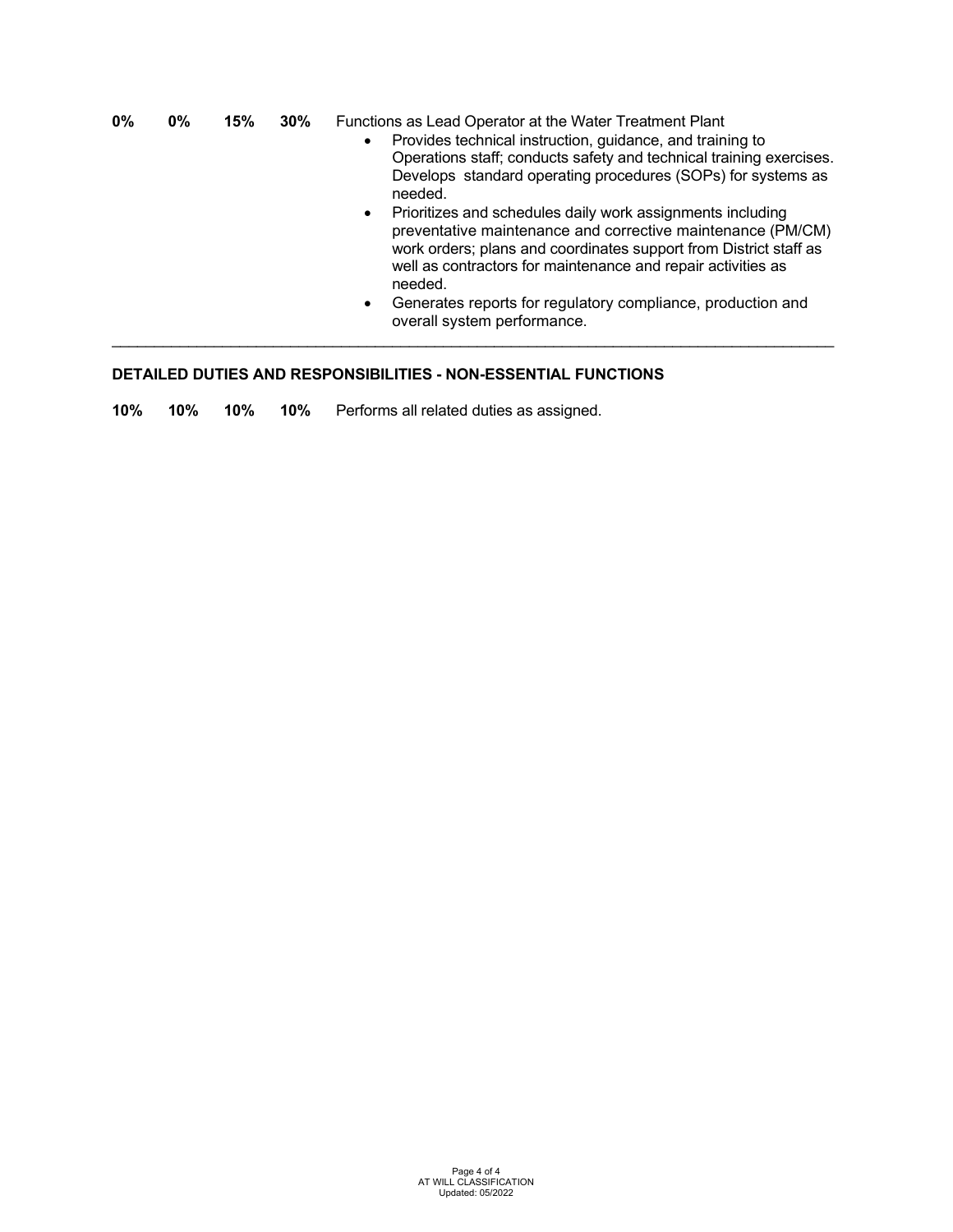| | | | | |
|---|---|---|---|---|
| **0%** | **0%** | **15%** | **30%** | Functions as Lead Operator at the Water Treatment Plant<br>• Provides technical instruction, guidance, and training to Operations staff; conducts safety and technical training exercises. Develops standard operating procedures (SOPs) for systems as needed.<br>• Prioritizes and schedules daily work assignments including preventative maintenance and corrective maintenance (PM/CM) work orders; plans and coordinates support from District staff as well as contractors for maintenance and repair activities as needed.<br>• Generates reports for regulatory compliance, production and overall system performance. |

---

**DETAILED DUTIES AND RESPONSIBILITIES - NON-ESSENTIAL FUNCTIONS**

| | | | | |
|---|---|---|---|---|
| **10%** | **10%** | **10%** | **10%** | Performs all related duties as assigned. |

AT WILL CLASSIFICATION
Updated: 05/2022